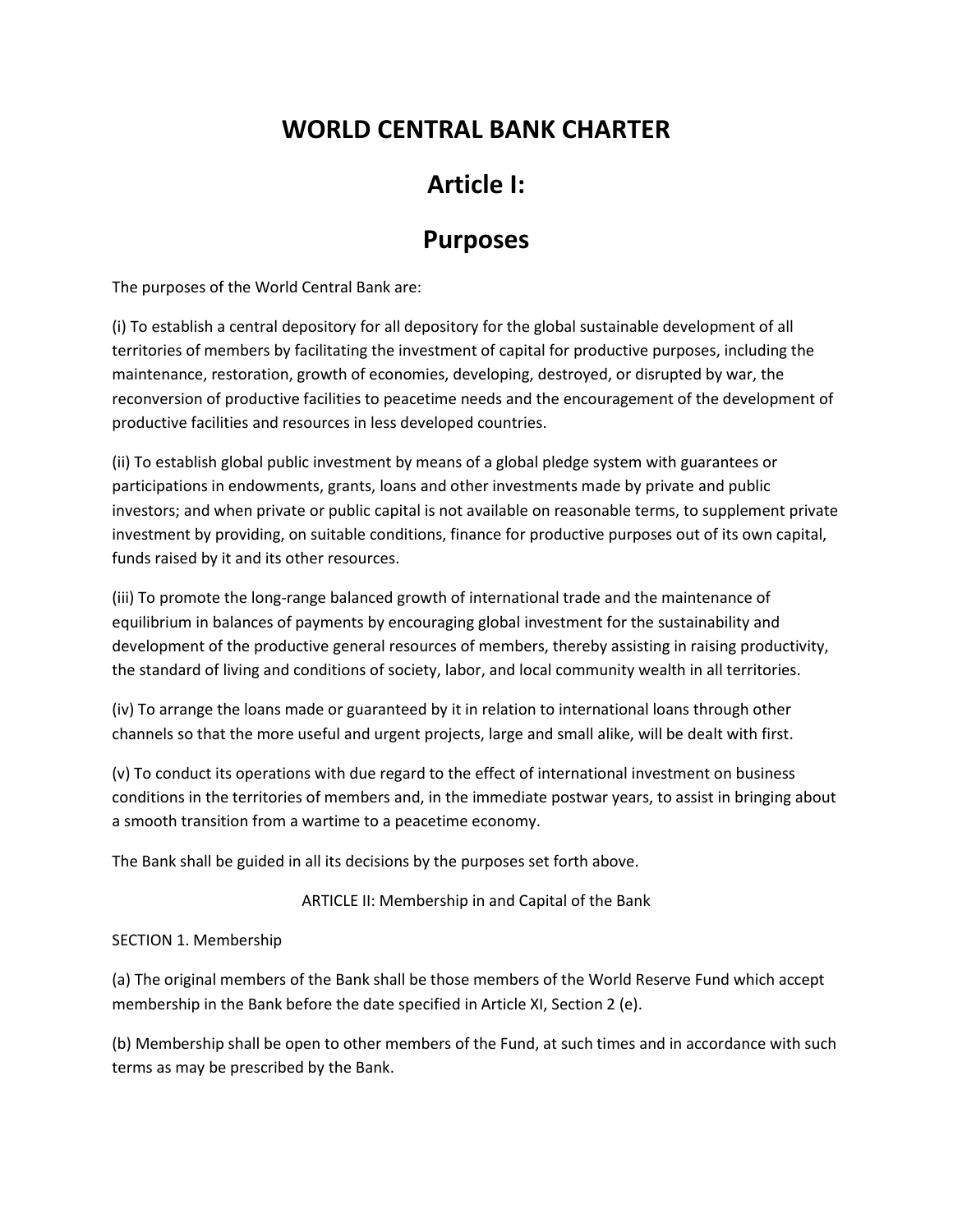# WORLD CENTRAL BANK CHARTER

## Article I:

## Purposes

The purposes of the World Central Bank are:

(i) To establish a central depository for all depository for the global sustainable development of all territories of members by facilitating the investment of capital for productive purposes, including the maintenance, restoration, growth of economies, developing, destroyed, or disrupted by war, the reconversion of productive facilities to peacetime needs and the encouragement of the development of productive facilities and resources in less developed countries.

(ii) To establish global public investment by means of a global pledge system with guarantees or participations in endowments, grants, loans and other investments made by private and public investors; and when private or public capital is not available on reasonable terms, to supplement private investment by providing, on suitable conditions, finance for productive purposes out of its own capital, funds raised by it and its other resources.

(iii) To promote the long-range balanced growth of international trade and the maintenance of equilibrium in balances of payments by encouraging global investment for the sustainability and development of the productive general resources of members, thereby assisting in raising productivity, the standard of living and conditions of society, labor, and local community wealth in all territories.

(iv) To arrange the loans made or guaranteed by it in relation to international loans through other channels so that the more useful and urgent projects, large and small alike, will be dealt with first.

(v) To conduct its operations with due regard to the effect of international investment on business conditions in the territories of members and, in the immediate postwar years, to assist in bringing about a smooth transition from a wartime to a peacetime economy.

The Bank shall be guided in all its decisions by the purposes set forth above.

ARTICLE II: Membership in and Capital of the Bank

SECTION 1. Membership

(a) The original members of the Bank shall be those members of the World Reserve Fund which accept membership in the Bank before the date specified in Article XI, Section 2 (e).

(b) Membership shall be open to other members of the Fund, at such times and in accordance with such terms as may be prescribed by the Bank.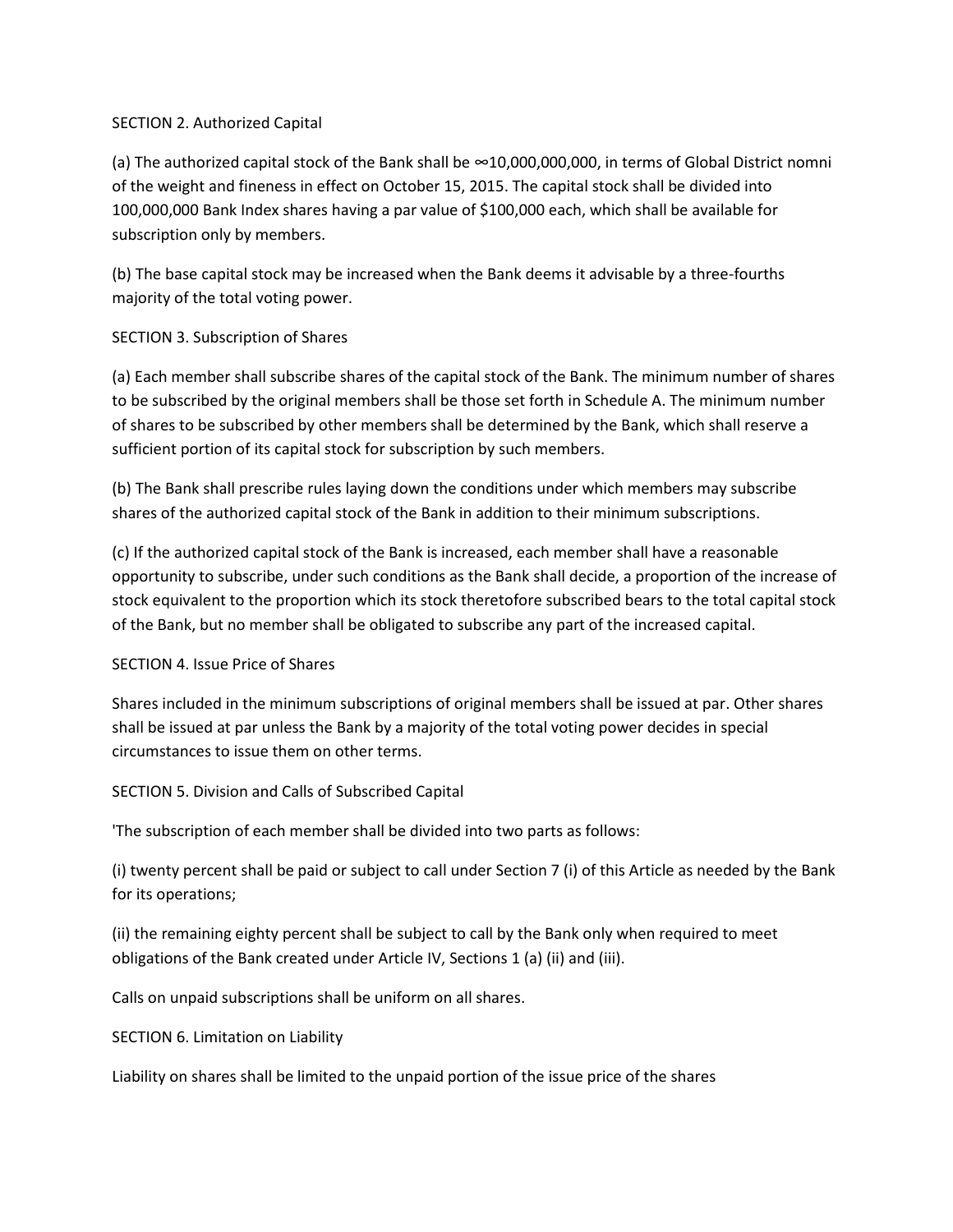SECTION 2. Authorized Capital

(a) The authorized capital stock of the Bank shall be ∞10,000,000,000, in terms of Global District nomni of the weight and fineness in effect on October 15, 2015. The capital stock shall be divided into 100,000,000 Bank Index shares having a par value of $100,000 each, which shall be available for subscription only by members.

(b) The base capital stock may be increased when the Bank deems it advisable by a three-fourths majority of the total voting power.

SECTION 3. Subscription of Shares

(a) Each member shall subscribe shares of the capital stock of the Bank. The minimum number of shares to be subscribed by the original members shall be those set forth in Schedule A. The minimum number of shares to be subscribed by other members shall be determined by the Bank, which shall reserve a sufficient portion of its capital stock for subscription by such members.

(b) The Bank shall prescribe rules laying down the conditions under which members may subscribe shares of the authorized capital stock of the Bank in addition to their minimum subscriptions.

(c) If the authorized capital stock of the Bank is increased, each member shall have a reasonable opportunity to subscribe, under such conditions as the Bank shall decide, a proportion of the increase of stock equivalent to the proportion which its stock theretofore subscribed bears to the total capital stock of the Bank, but no member shall be obligated to subscribe any part of the increased capital.

SECTION 4. Issue Price of Shares

Shares included in the minimum subscriptions of original members shall be issued at par. Other shares shall be issued at par unless the Bank by a majority of the total voting power decides in special circumstances to issue them on other terms.

SECTION 5. Division and Calls of Subscribed Capital

'The subscription of each member shall be divided into two parts as follows:

(i) twenty percent shall be paid or subject to call under Section 7 (i) of this Article as needed by the Bank for its operations;

(ii) the remaining eighty percent shall be subject to call by the Bank only when required to meet obligations of the Bank created under Article IV, Sections 1 (a) (ii) and (iii).

Calls on unpaid subscriptions shall be uniform on all shares.

SECTION 6. Limitation on Liability

Liability on shares shall be limited to the unpaid portion of the issue price of the shares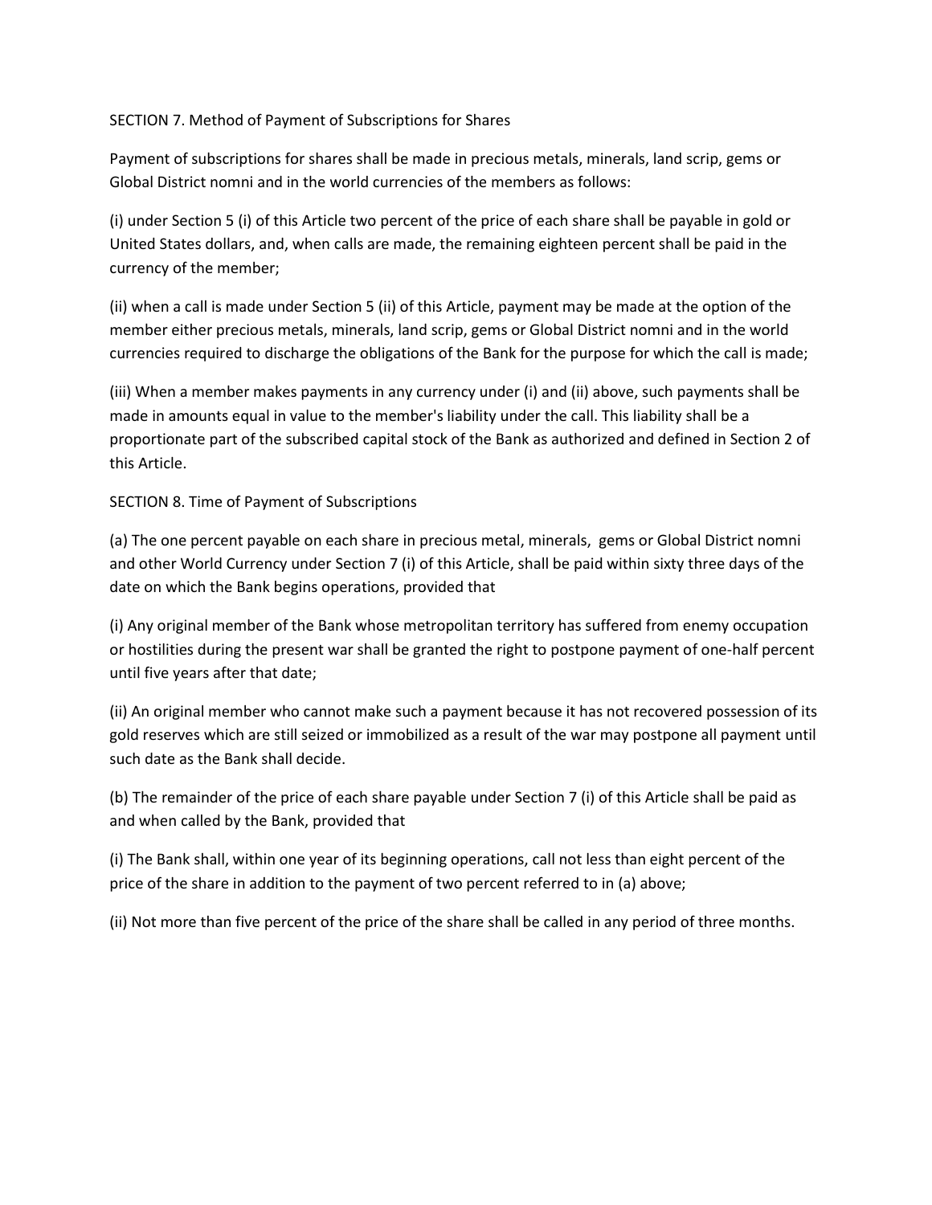SECTION 7. Method of Payment of Subscriptions for Shares

Payment of subscriptions for shares shall be made in precious metals, minerals, land scrip, gems or Global District nomni and in the world currencies of the members as follows:

(i) under Section 5 (i) of this Article two percent of the price of each share shall be payable in gold or United States dollars, and, when calls are made, the remaining eighteen percent shall be paid in the currency of the member;

(ii) when a call is made under Section 5 (ii) of this Article, payment may be made at the option of the member either precious metals, minerals, land scrip, gems or Global District nomni and in the world currencies required to discharge the obligations of the Bank for the purpose for which the call is made;

(iii) When a member makes payments in any currency under (i) and (ii) above, such payments shall be made in amounts equal in value to the member's liability under the call. This liability shall be a proportionate part of the subscribed capital stock of the Bank as authorized and defined in Section 2 of this Article.

SECTION 8. Time of Payment of Subscriptions

(a) The one percent payable on each share in precious metal, minerals, gems or Global District nomni and other World Currency under Section 7 (i) of this Article, shall be paid within sixty three days of the date on which the Bank begins operations, provided that

(i) Any original member of the Bank whose metropolitan territory has suffered from enemy occupation or hostilities during the present war shall be granted the right to postpone payment of one-half percent until five years after that date;

(ii) An original member who cannot make such a payment because it has not recovered possession of its gold reserves which are still seized or immobilized as a result of the war may postpone all payment until such date as the Bank shall decide.

(b) The remainder of the price of each share payable under Section 7 (i) of this Article shall be paid as and when called by the Bank, provided that

(i) The Bank shall, within one year of its beginning operations, call not less than eight percent of the price of the share in addition to the payment of two percent referred to in (a) above;

(ii) Not more than five percent of the price of the share shall be called in any period of three months.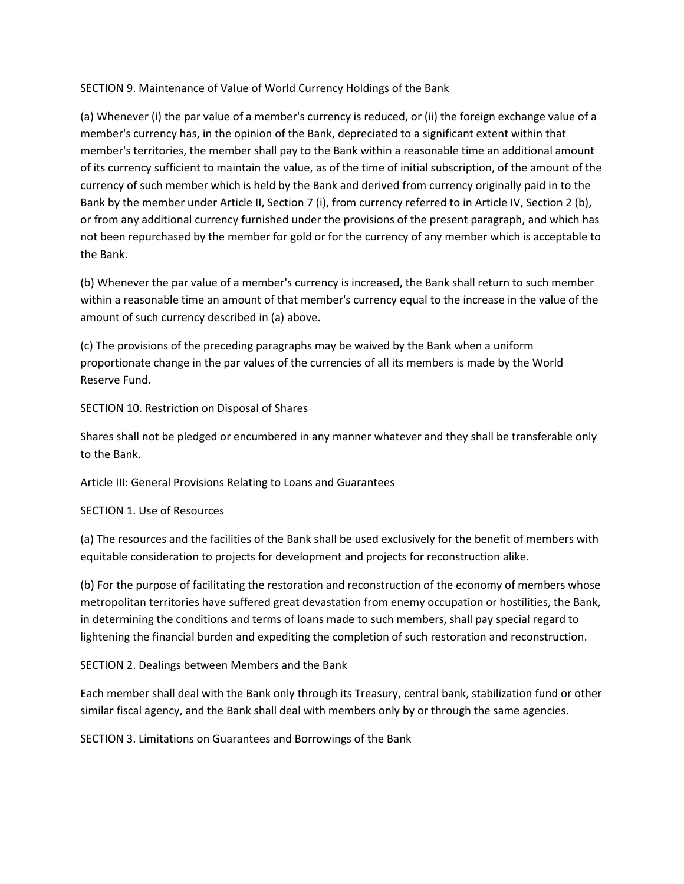### SECTION 9. Maintenance of Value of World Currency Holdings of the Bank

(a) Whenever (i) the par value of a member's currency is reduced, or (ii) the foreign exchange value of a member's currency has, in the opinion of the Bank, depreciated to a significant extent within that member's territories, the member shall pay to the Bank within a reasonable time an additional amount of its currency sufficient to maintain the value, as of the time of initial subscription, of the amount of the currency of such member which is held by the Bank and derived from currency originally paid in to the Bank by the member under Article II, Section 7 (i), from currency referred to in Article IV, Section 2 (b), or from any additional currency furnished under the provisions of the present paragraph, and which has not been repurchased by the member for gold or for the currency of any member which is acceptable to the Bank.

(b) Whenever the par value of a member's currency is increased, the Bank shall return to such member within a reasonable time an amount of that member's currency equal to the increase in the value of the amount of such currency described in (a) above.

(c) The provisions of the preceding paragraphs may be waived by the Bank when a uniform proportionate change in the par values of the currencies of all its members is made by the World Reserve Fund.

### SECTION 10. Restriction on Disposal of Shares

Shares shall not be pledged or encumbered in any manner whatever and they shall be transferable only to the Bank.

## Article III: General Provisions Relating to Loans and Guarantees

### SECTION 1. Use of Resources

(a) The resources and the facilities of the Bank shall be used exclusively for the benefit of members with equitable consideration to projects for development and projects for reconstruction alike.

(b) For the purpose of facilitating the restoration and reconstruction of the economy of members whose metropolitan territories have suffered great devastation from enemy occupation or hostilities, the Bank, in determining the conditions and terms of loans made to such members, shall pay special regard to lightening the financial burden and expediting the completion of such restoration and reconstruction.

### SECTION 2. Dealings between Members and the Bank

Each member shall deal with the Bank only through its Treasury, central bank, stabilization fund or other similar fiscal agency, and the Bank shall deal with members only by or through the same agencies.

### SECTION 3. Limitations on Guarantees and Borrowings of the Bank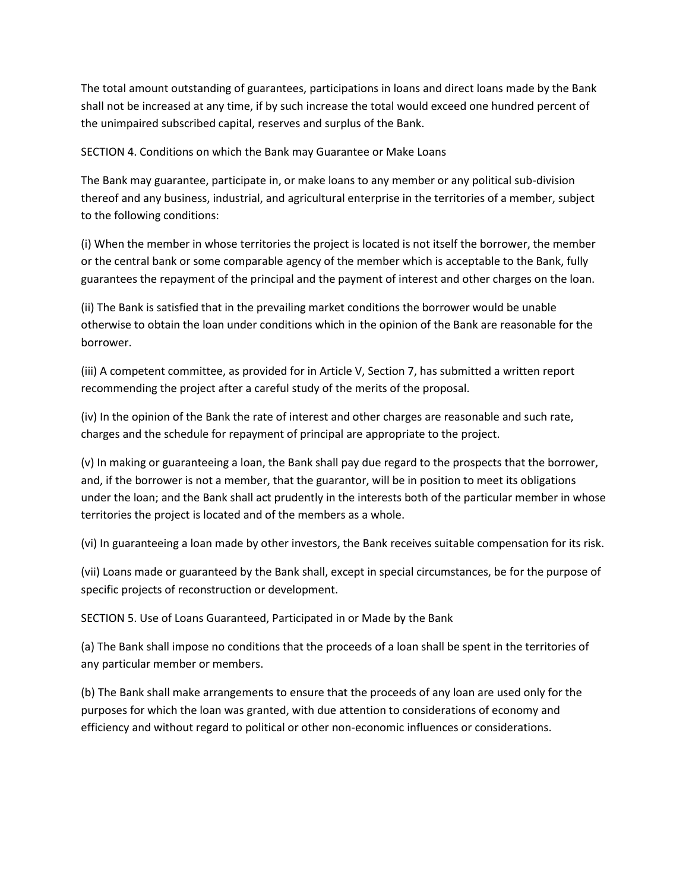The total amount outstanding of guarantees, participations in loans and direct loans made by the Bank shall not be increased at any time, if by such increase the total would exceed one hundred percent of the unimpaired subscribed capital, reserves and surplus of the Bank.

SECTION 4. Conditions on which the Bank may Guarantee or Make Loans

The Bank may guarantee, participate in, or make loans to any member or any political sub-division thereof and any business, industrial, and agricultural enterprise in the territories of a member, subject to the following conditions:

(i) When the member in whose territories the project is located is not itself the borrower, the member or the central bank or some comparable agency of the member which is acceptable to the Bank, fully guarantees the repayment of the principal and the payment of interest and other charges on the loan.

(ii) The Bank is satisfied that in the prevailing market conditions the borrower would be unable otherwise to obtain the loan under conditions which in the opinion of the Bank are reasonable for the borrower.

(iii) A competent committee, as provided for in Article V, Section 7, has submitted a written report recommending the project after a careful study of the merits of the proposal.

(iv) In the opinion of the Bank the rate of interest and other charges are reasonable and such rate, charges and the schedule for repayment of principal are appropriate to the project.

(v) In making or guaranteeing a loan, the Bank shall pay due regard to the prospects that the borrower, and, if the borrower is not a member, that the guarantor, will be in position to meet its obligations under the loan; and the Bank shall act prudently in the interests both of the particular member in whose territories the project is located and of the members as a whole.

(vi) In guaranteeing a loan made by other investors, the Bank receives suitable compensation for its risk.

(vii) Loans made or guaranteed by the Bank shall, except in special circumstances, be for the purpose of specific projects of reconstruction or development.

SECTION 5. Use of Loans Guaranteed, Participated in or Made by the Bank

(a) The Bank shall impose no conditions that the proceeds of a loan shall be spent in the territories of any particular member or members.

(b) The Bank shall make arrangements to ensure that the proceeds of any loan are used only for the purposes for which the loan was granted, with due attention to considerations of economy and efficiency and without regard to political or other non-economic influences or considerations.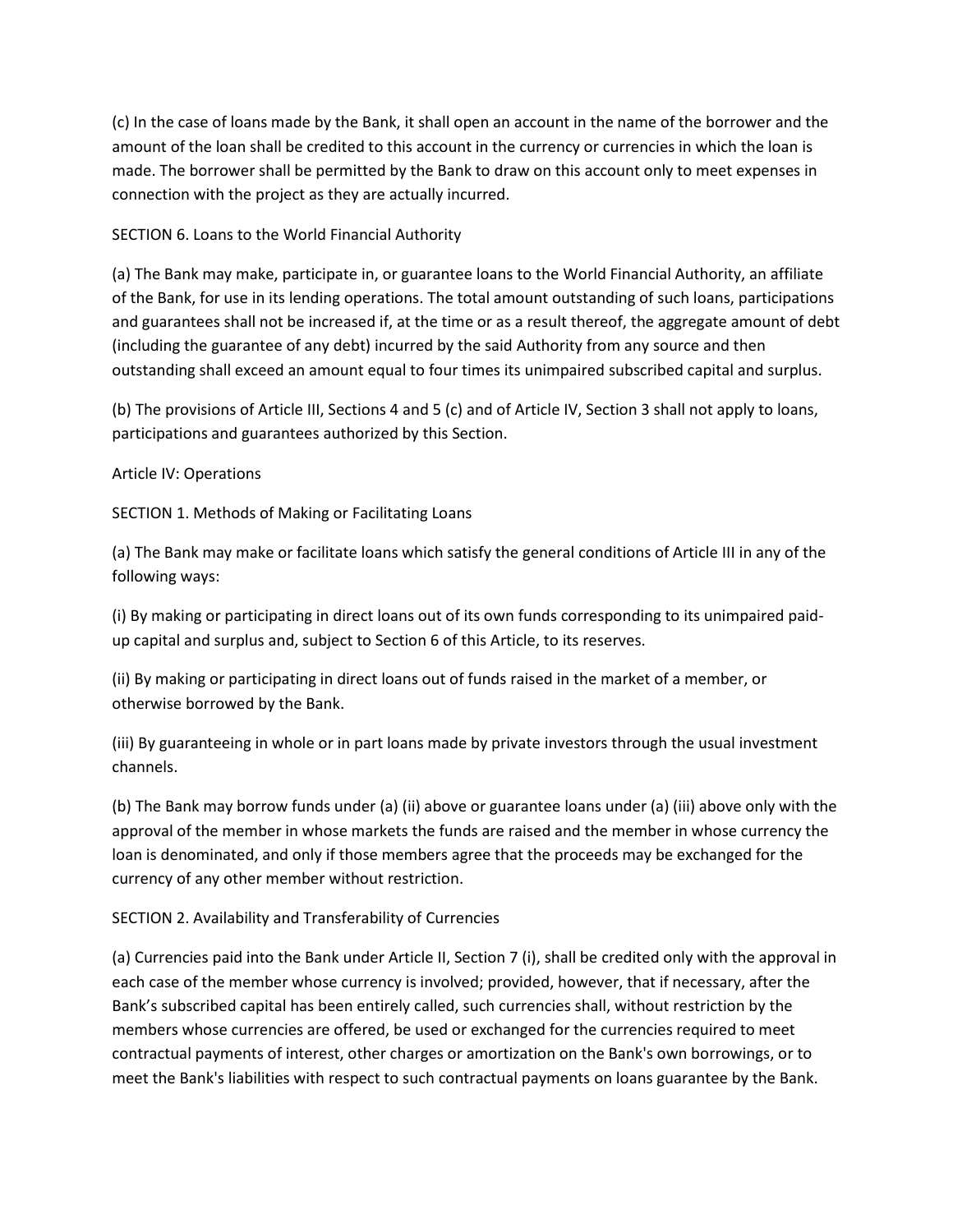(c) In the case of loans made by the Bank, it shall open an account in the name of the borrower and the amount of the loan shall be credited to this account in the currency or currencies in which the loan is made. The borrower shall be permitted by the Bank to draw on this account only to meet expenses in connection with the project as they are actually incurred.

SECTION 6. Loans to the World Financial Authority

(a) The Bank may make, participate in, or guarantee loans to the World Financial Authority, an affiliate of the Bank, for use in its lending operations. The total amount outstanding of such loans, participations and guarantees shall not be increased if, at the time or as a result thereof, the aggregate amount of debt (including the guarantee of any debt) incurred by the said Authority from any source and then outstanding shall exceed an amount equal to four times its unimpaired subscribed capital and surplus.

(b) The provisions of Article III, Sections 4 and 5 (c) and of Article IV, Section 3 shall not apply to loans, participations and guarantees authorized by this Section.

Article IV: Operations

SECTION 1. Methods of Making or Facilitating Loans

(a) The Bank may make or facilitate loans which satisfy the general conditions of Article III in any of the following ways:

(i) By making or participating in direct loans out of its own funds corresponding to its unimpaired paid-up capital and surplus and, subject to Section 6 of this Article, to its reserves.

(ii) By making or participating in direct loans out of funds raised in the market of a member, or otherwise borrowed by the Bank.

(iii) By guaranteeing in whole or in part loans made by private investors through the usual investment channels.

(b) The Bank may borrow funds under (a) (ii) above or guarantee loans under (a) (iii) above only with the approval of the member in whose markets the funds are raised and the member in whose currency the loan is denominated, and only if those members agree that the proceeds may be exchanged for the currency of any other member without restriction.

SECTION 2. Availability and Transferability of Currencies

(a) Currencies paid into the Bank under Article II, Section 7 (i), shall be credited only with the approval in each case of the member whose currency is involved; provided, however, that if necessary, after the Bank's subscribed capital has been entirely called, such currencies shall, without restriction by the members whose currencies are offered, be used or exchanged for the currencies required to meet contractual payments of interest, other charges or amortization on the Bank's own borrowings, or to meet the Bank's liabilities with respect to such contractual payments on loans guarantee by the Bank.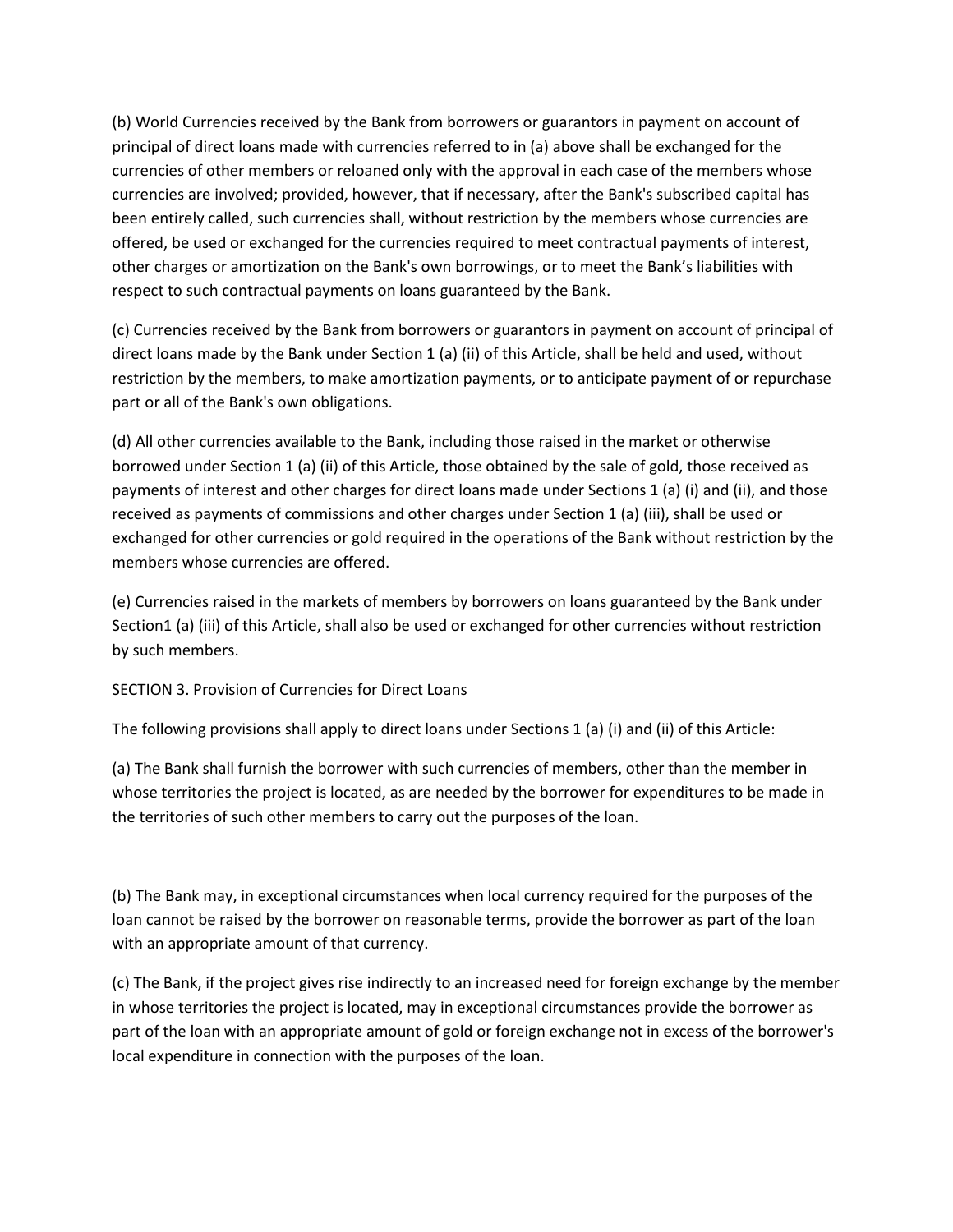(b) World Currencies received by the Bank from borrowers or guarantors in payment on account of principal of direct loans made with currencies referred to in (a) above shall be exchanged for the currencies of other members or reloaned only with the approval in each case of the members whose currencies are involved; provided, however, that if necessary, after the Bank's subscribed capital has been entirely called, such currencies shall, without restriction by the members whose currencies are offered, be used or exchanged for the currencies required to meet contractual payments of interest, other charges or amortization on the Bank's own borrowings, or to meet the Bank's liabilities with respect to such contractual payments on loans guaranteed by the Bank.

(c) Currencies received by the Bank from borrowers or guarantors in payment on account of principal of direct loans made by the Bank under Section 1 (a) (ii) of this Article, shall be held and used, without restriction by the members, to make amortization payments, or to anticipate payment of or repurchase part or all of the Bank's own obligations.

(d) All other currencies available to the Bank, including those raised in the market or otherwise borrowed under Section 1 (a) (ii) of this Article, those obtained by the sale of gold, those received as payments of interest and other charges for direct loans made under Sections 1 (a) (i) and (ii), and those received as payments of commissions and other charges under Section 1 (a) (iii), shall be used or exchanged for other currencies or gold required in the operations of the Bank without restriction by the members whose currencies are offered.

(e) Currencies raised in the markets of members by borrowers on loans guaranteed by the Bank under Section1 (a) (iii) of this Article, shall also be used or exchanged for other currencies without restriction by such members.

SECTION 3. Provision of Currencies for Direct Loans

The following provisions shall apply to direct loans under Sections 1 (a) (i) and (ii) of this Article:

(a) The Bank shall furnish the borrower with such currencies of members, other than the member in whose territories the project is located, as are needed by the borrower for expenditures to be made in the territories of such other members to carry out the purposes of the loan.

(b) The Bank may, in exceptional circumstances when local currency required for the purposes of the loan cannot be raised by the borrower on reasonable terms, provide the borrower as part of the loan with an appropriate amount of that currency.

(c) The Bank, if the project gives rise indirectly to an increased need for foreign exchange by the member in whose territories the project is located, may in exceptional circumstances provide the borrower as part of the loan with an appropriate amount of gold or foreign exchange not in excess of the borrower's local expenditure in connection with the purposes of the loan.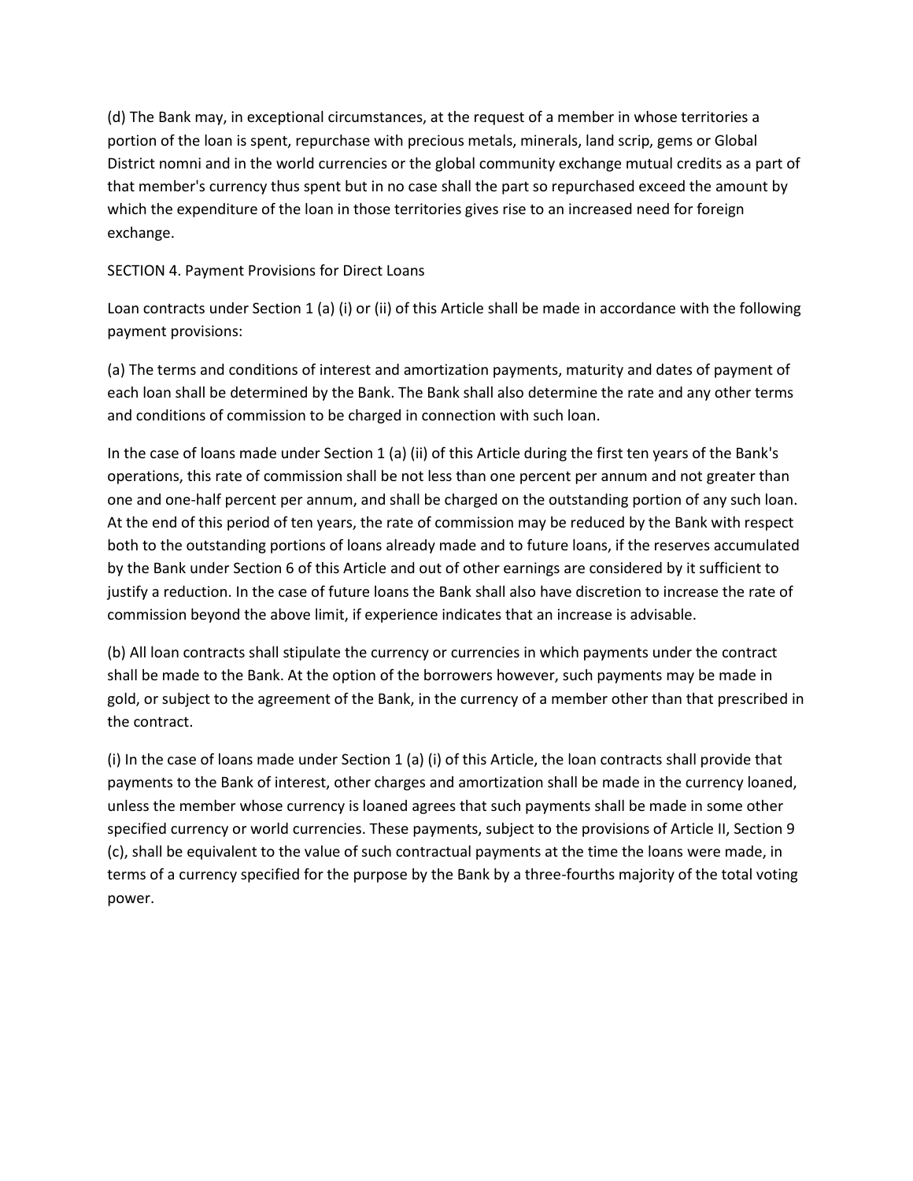(d) The Bank may, in exceptional circumstances, at the request of a member in whose territories a portion of the loan is spent, repurchase with precious metals, minerals, land scrip, gems or Global District nomni and in the world currencies or the global community exchange mutual credits as a part of that member's currency thus spent but in no case shall the part so repurchased exceed the amount by which the expenditure of the loan in those territories gives rise to an increased need for foreign exchange.

SECTION 4. Payment Provisions for Direct Loans

Loan contracts under Section 1 (a) (i) or (ii) of this Article shall be made in accordance with the following payment provisions:

(a) The terms and conditions of interest and amortization payments, maturity and dates of payment of each loan shall be determined by the Bank. The Bank shall also determine the rate and any other terms and conditions of commission to be charged in connection with such loan.

In the case of loans made under Section 1 (a) (ii) of this Article during the first ten years of the Bank's operations, this rate of commission shall be not less than one percent per annum and not greater than one and one-half percent per annum, and shall be charged on the outstanding portion of any such loan. At the end of this period of ten years, the rate of commission may be reduced by the Bank with respect both to the outstanding portions of loans already made and to future loans, if the reserves accumulated by the Bank under Section 6 of this Article and out of other earnings are considered by it sufficient to justify a reduction. In the case of future loans the Bank shall also have discretion to increase the rate of commission beyond the above limit, if experience indicates that an increase is advisable.

(b) All loan contracts shall stipulate the currency or currencies in which payments under the contract shall be made to the Bank. At the option of the borrowers however, such payments may be made in gold, or subject to the agreement of the Bank, in the currency of a member other than that prescribed in the contract.

(i) In the case of loans made under Section 1 (a) (i) of this Article, the loan contracts shall provide that payments to the Bank of interest, other charges and amortization shall be made in the currency loaned, unless the member whose currency is loaned agrees that such payments shall be made in some other specified currency or world currencies. These payments, subject to the provisions of Article II, Section 9 (c), shall be equivalent to the value of such contractual payments at the time the loans were made, in terms of a currency specified for the purpose by the Bank by a three-fourths majority of the total voting power.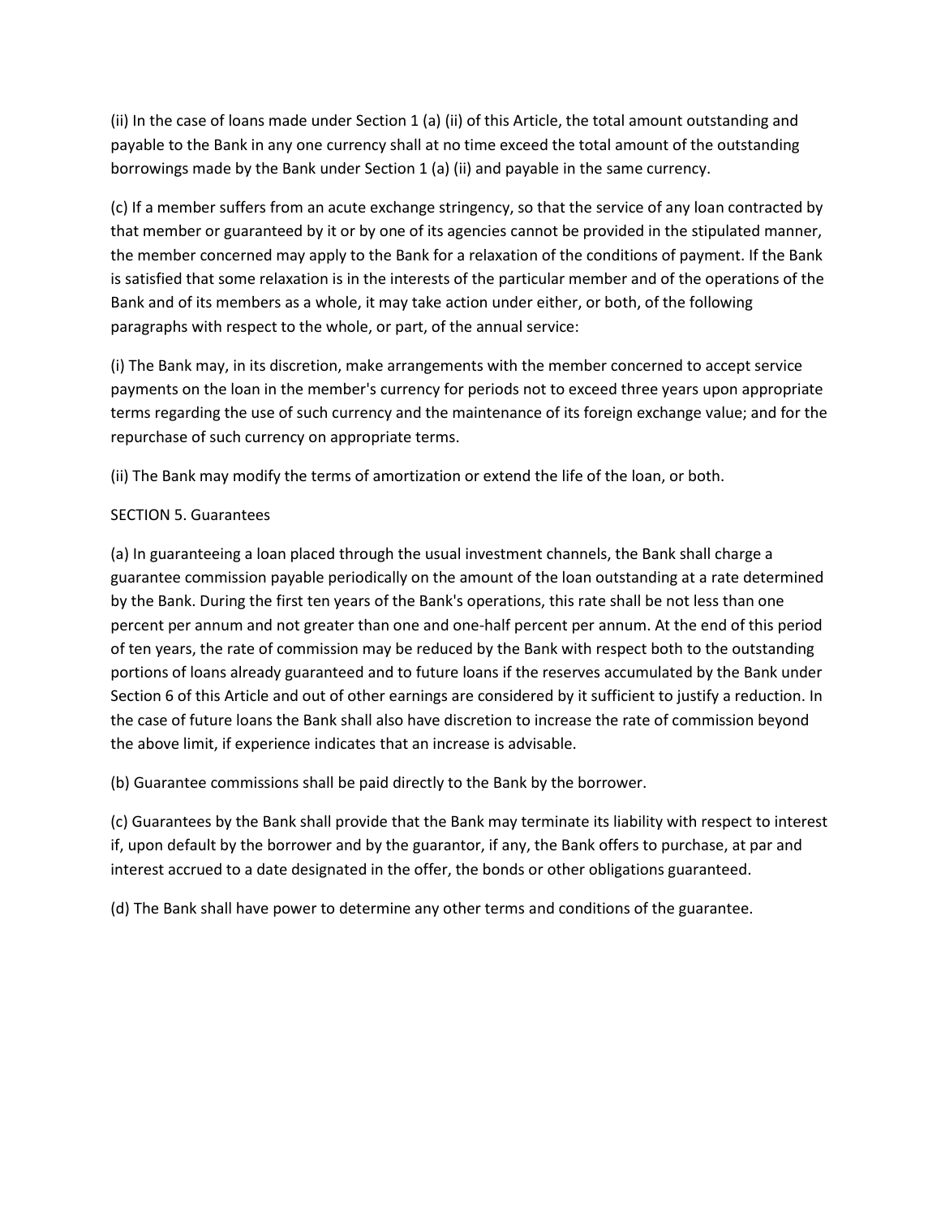(ii) In the case of loans made under Section 1 (a) (ii) of this Article, the total amount outstanding and payable to the Bank in any one currency shall at no time exceed the total amount of the outstanding borrowings made by the Bank under Section 1 (a) (ii) and payable in the same currency.

(c) If a member suffers from an acute exchange stringency, so that the service of any loan contracted by that member or guaranteed by it or by one of its agencies cannot be provided in the stipulated manner, the member concerned may apply to the Bank for a relaxation of the conditions of payment. If the Bank is satisfied that some relaxation is in the interests of the particular member and of the operations of the Bank and of its members as a whole, it may take action under either, or both, of the following paragraphs with respect to the whole, or part, of the annual service:

(i) The Bank may, in its discretion, make arrangements with the member concerned to accept service payments on the loan in the member's currency for periods not to exceed three years upon appropriate terms regarding the use of such currency and the maintenance of its foreign exchange value; and for the repurchase of such currency on appropriate terms.

(ii) The Bank may modify the terms of amortization or extend the life of the loan, or both.

SECTION 5. Guarantees

(a) In guaranteeing a loan placed through the usual investment channels, the Bank shall charge a guarantee commission payable periodically on the amount of the loan outstanding at a rate determined by the Bank. During the first ten years of the Bank's operations, this rate shall be not less than one percent per annum and not greater than one and one-half percent per annum. At the end of this period of ten years, the rate of commission may be reduced by the Bank with respect both to the outstanding portions of loans already guaranteed and to future loans if the reserves accumulated by the Bank under Section 6 of this Article and out of other earnings are considered by it sufficient to justify a reduction. In the case of future loans the Bank shall also have discretion to increase the rate of commission beyond the above limit, if experience indicates that an increase is advisable.

(b) Guarantee commissions shall be paid directly to the Bank by the borrower.

(c) Guarantees by the Bank shall provide that the Bank may terminate its liability with respect to interest if, upon default by the borrower and by the guarantor, if any, the Bank offers to purchase, at par and interest accrued to a date designated in the offer, the bonds or other obligations guaranteed.

(d) The Bank shall have power to determine any other terms and conditions of the guarantee.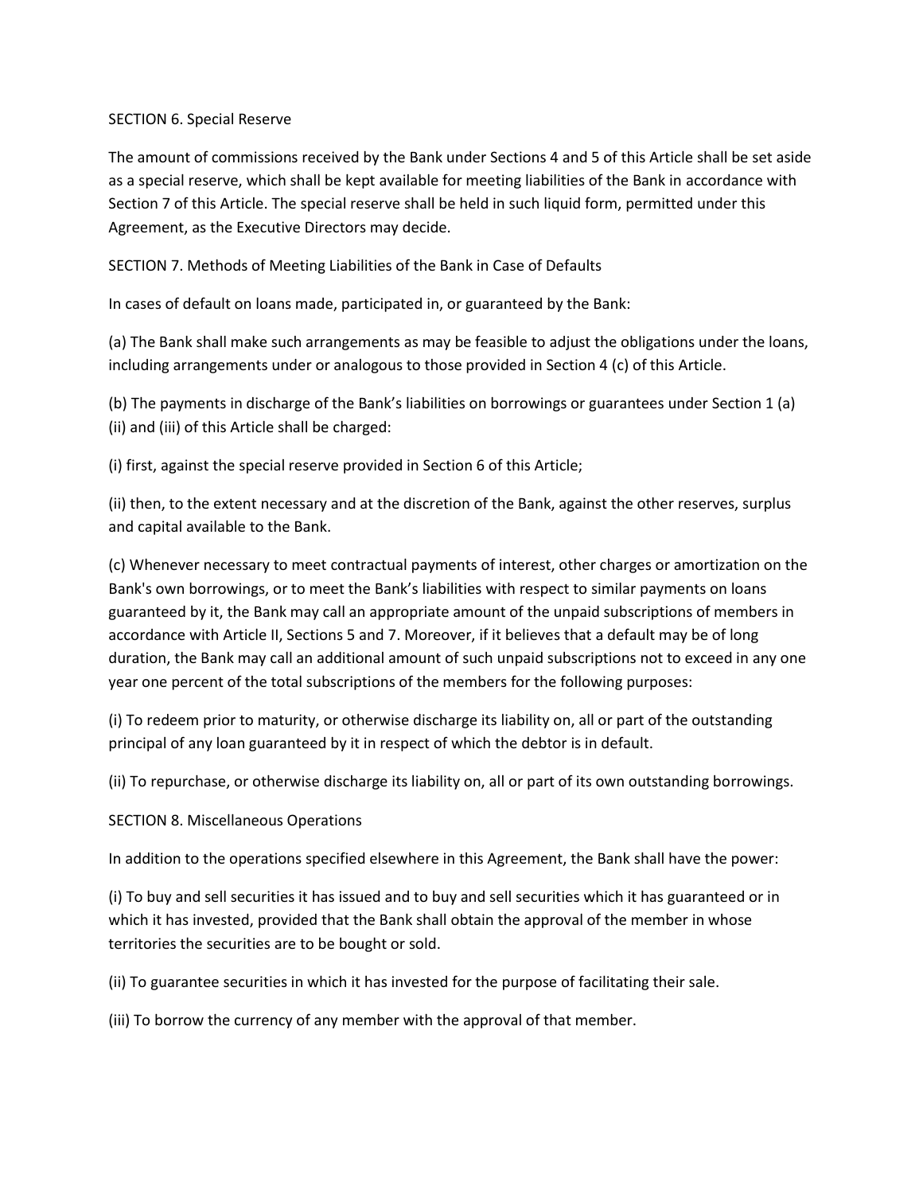SECTION 6. Special Reserve

The amount of commissions received by the Bank under Sections 4 and 5 of this Article shall be set aside as a special reserve, which shall be kept available for meeting liabilities of the Bank in accordance with Section 7 of this Article. The special reserve shall be held in such liquid form, permitted under this Agreement, as the Executive Directors may decide.

SECTION 7. Methods of Meeting Liabilities of the Bank in Case of Defaults

In cases of default on loans made, participated in, or guaranteed by the Bank:

(a) The Bank shall make such arrangements as may be feasible to adjust the obligations under the loans, including arrangements under or analogous to those provided in Section 4 (c) of this Article.

(b) The payments in discharge of the Bank's liabilities on borrowings or guarantees under Section 1 (a) (ii) and (iii) of this Article shall be charged:

(i) first, against the special reserve provided in Section 6 of this Article;

(ii) then, to the extent necessary and at the discretion of the Bank, against the other reserves, surplus and capital available to the Bank.

(c) Whenever necessary to meet contractual payments of interest, other charges or amortization on the Bank's own borrowings, or to meet the Bank's liabilities with respect to similar payments on loans guaranteed by it, the Bank may call an appropriate amount of the unpaid subscriptions of members in accordance with Article II, Sections 5 and 7. Moreover, if it believes that a default may be of long duration, the Bank may call an additional amount of such unpaid subscriptions not to exceed in any one year one percent of the total subscriptions of the members for the following purposes:

(i) To redeem prior to maturity, or otherwise discharge its liability on, all or part of the outstanding principal of any loan guaranteed by it in respect of which the debtor is in default.

(ii) To repurchase, or otherwise discharge its liability on, all or part of its own outstanding borrowings.

SECTION 8. Miscellaneous Operations

In addition to the operations specified elsewhere in this Agreement, the Bank shall have the power:

(i) To buy and sell securities it has issued and to buy and sell securities which it has guaranteed or in which it has invested, provided that the Bank shall obtain the approval of the member in whose territories the securities are to be bought or sold.

(ii) To guarantee securities in which it has invested for the purpose of facilitating their sale.

(iii) To borrow the currency of any member with the approval of that member.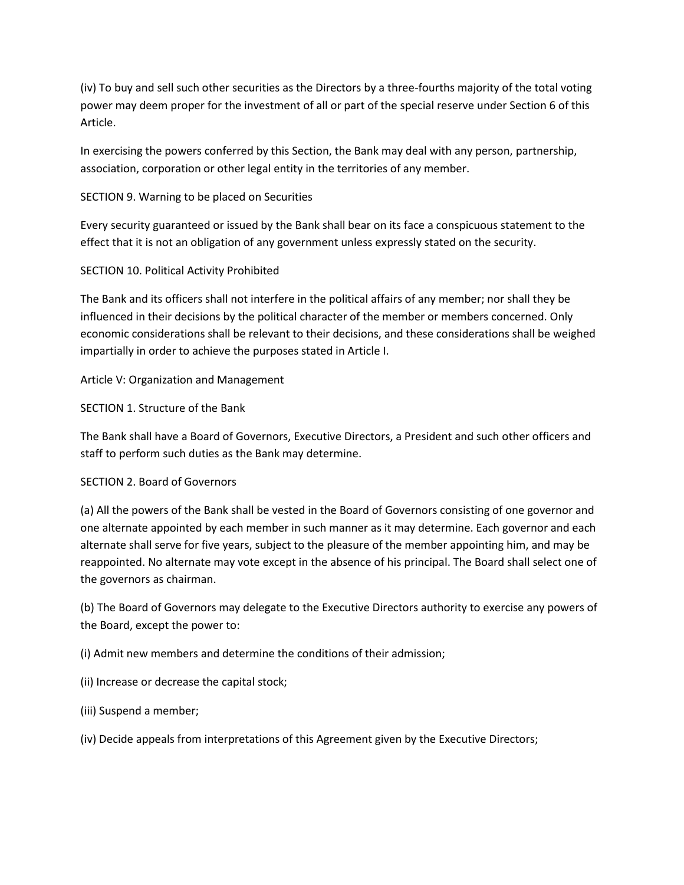(iv) To buy and sell such other securities as the Directors by a three-fourths majority of the total voting power may deem proper for the investment of all or part of the special reserve under Section 6 of this Article.

In exercising the powers conferred by this Section, the Bank may deal with any person, partnership, association, corporation or other legal entity in the territories of any member.

SECTION 9. Warning to be placed on Securities

Every security guaranteed or issued by the Bank shall bear on its face a conspicuous statement to the effect that it is not an obligation of any government unless expressly stated on the security.

SECTION 10. Political Activity Prohibited

The Bank and its officers shall not interfere in the political affairs of any member; nor shall they be influenced in their decisions by the political character of the member or members concerned. Only economic considerations shall be relevant to their decisions, and these considerations shall be weighed impartially in order to achieve the purposes stated in Article I.

Article V: Organization and Management

SECTION 1. Structure of the Bank

The Bank shall have a Board of Governors, Executive Directors, a President and such other officers and staff to perform such duties as the Bank may determine.

SECTION 2. Board of Governors

(a) All the powers of the Bank shall be vested in the Board of Governors consisting of one governor and one alternate appointed by each member in such manner as it may determine. Each governor and each alternate shall serve for five years, subject to the pleasure of the member appointing him, and may be reappointed. No alternate may vote except in the absence of his principal. The Board shall select one of the governors as chairman.

(b) The Board of Governors may delegate to the Executive Directors authority to exercise any powers of the Board, except the power to:

(i) Admit new members and determine the conditions of their admission;

(ii) Increase or decrease the capital stock;

(iii) Suspend a member;

(iv) Decide appeals from interpretations of this Agreement given by the Executive Directors;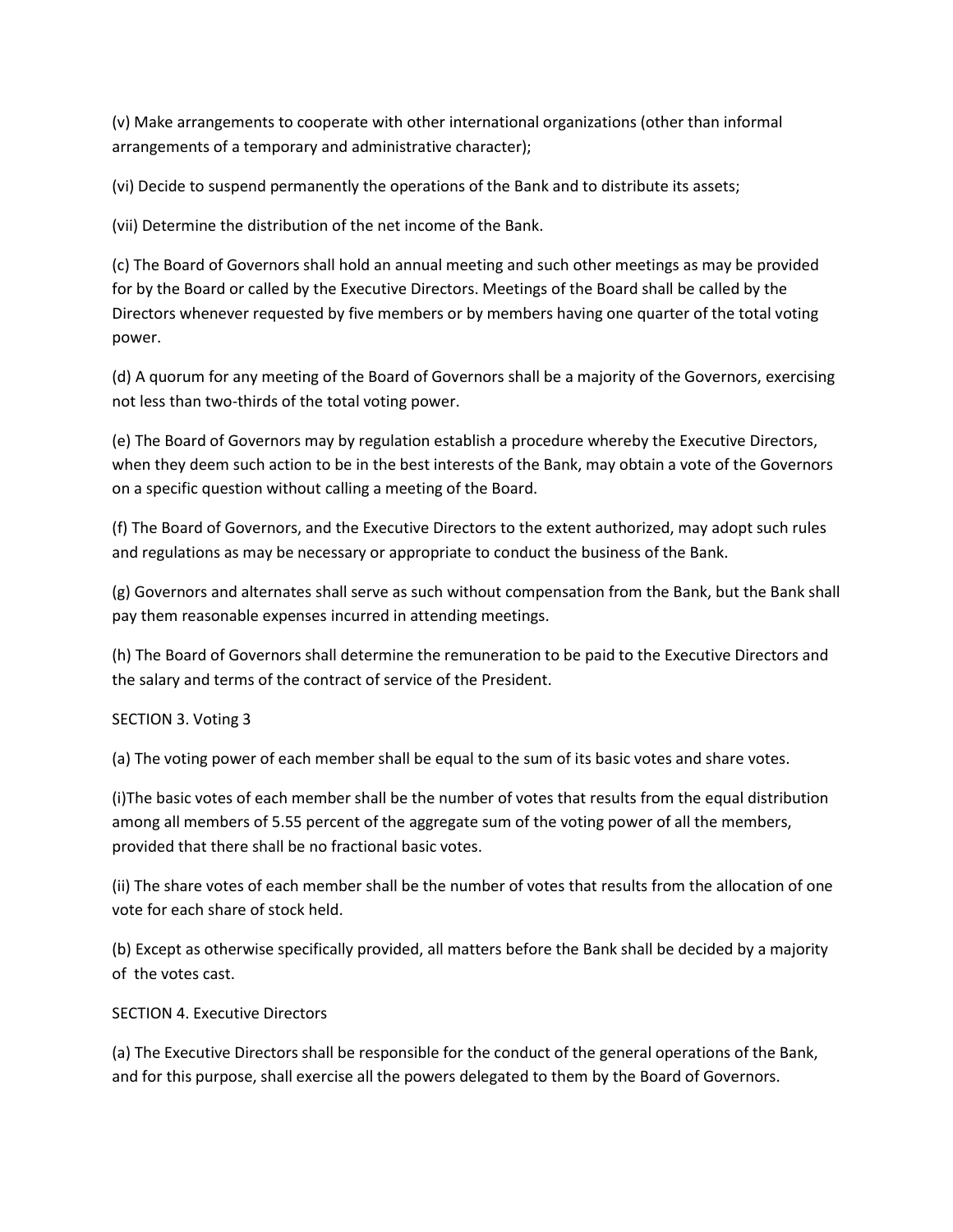(v) Make arrangements to cooperate with other international organizations (other than informal arrangements of a temporary and administrative character);

(vi) Decide to suspend permanently the operations of the Bank and to distribute its assets;

(vii) Determine the distribution of the net income of the Bank.

(c) The Board of Governors shall hold an annual meeting and such other meetings as may be provided for by the Board or called by the Executive Directors. Meetings of the Board shall be called by the Directors whenever requested by five members or by members having one quarter of the total voting power.

(d) A quorum for any meeting of the Board of Governors shall be a majority of the Governors, exercising not less than two-thirds of the total voting power.

(e) The Board of Governors may by regulation establish a procedure whereby the Executive Directors, when they deem such action to be in the best interests of the Bank, may obtain a vote of the Governors on a specific question without calling a meeting of the Board.

(f) The Board of Governors, and the Executive Directors to the extent authorized, may adopt such rules and regulations as may be necessary or appropriate to conduct the business of the Bank.

(g) Governors and alternates shall serve as such without compensation from the Bank, but the Bank shall pay them reasonable expenses incurred in attending meetings.

(h) The Board of Governors shall determine the remuneration to be paid to the Executive Directors and the salary and terms of the contract of service of the President.

SECTION 3. Voting 3

(a) The voting power of each member shall be equal to the sum of its basic votes and share votes.

(i)The basic votes of each member shall be the number of votes that results from the equal distribution among all members of 5.55 percent of the aggregate sum of the voting power of all the members, provided that there shall be no fractional basic votes.

(ii) The share votes of each member shall be the number of votes that results from the allocation of one vote for each share of stock held.

(b) Except as otherwise specifically provided, all matters before the Bank shall be decided by a majority of the votes cast.

SECTION 4. Executive Directors

(a) The Executive Directors shall be responsible for the conduct of the general operations of the Bank, and for this purpose, shall exercise all the powers delegated to them by the Board of Governors.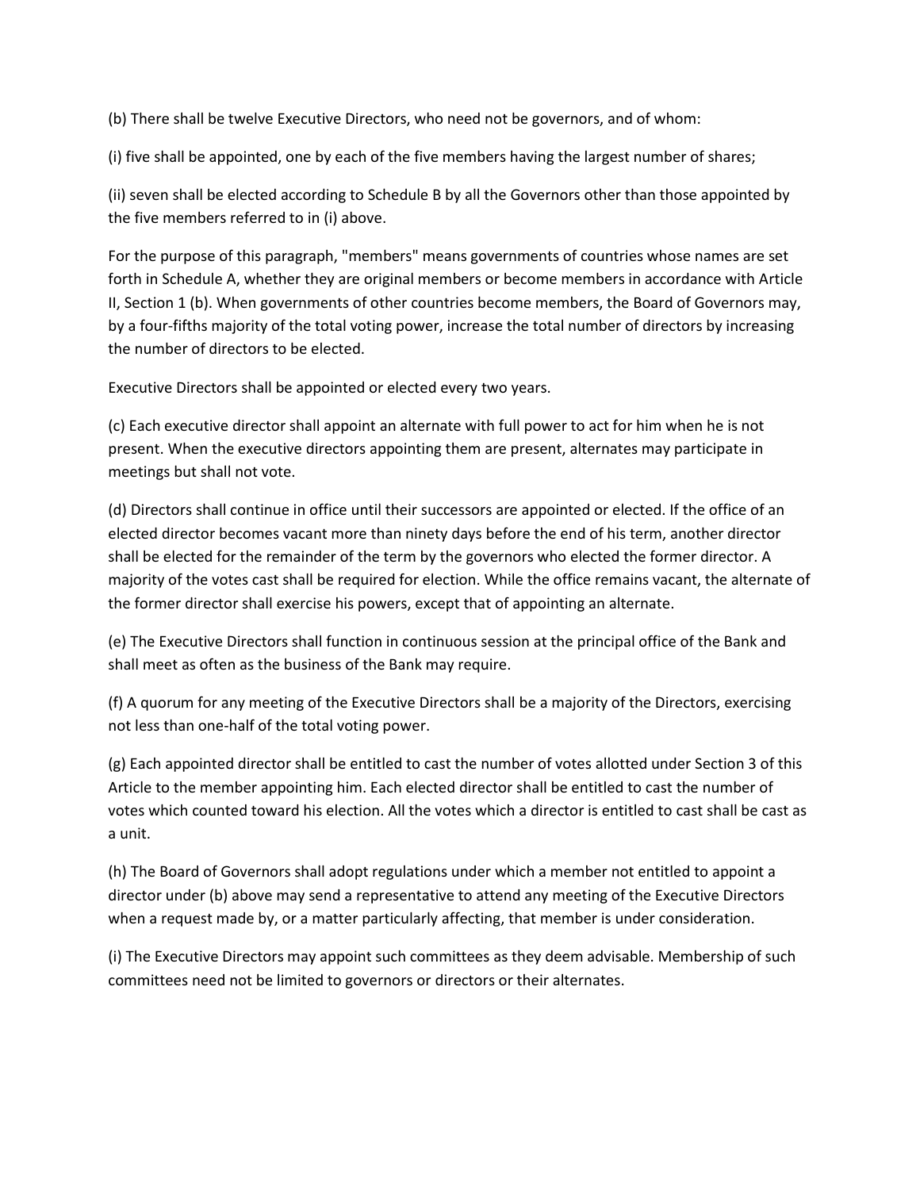(b) There shall be twelve Executive Directors, who need not be governors, and of whom:

(i) five shall be appointed, one by each of the five members having the largest number of shares;

(ii) seven shall be elected according to Schedule B by all the Governors other than those appointed by the five members referred to in (i) above.

For the purpose of this paragraph, "members" means governments of countries whose names are set forth in Schedule A, whether they are original members or become members in accordance with Article II, Section 1 (b). When governments of other countries become members, the Board of Governors may, by a four-fifths majority of the total voting power, increase the total number of directors by increasing the number of directors to be elected.

Executive Directors shall be appointed or elected every two years.

(c) Each executive director shall appoint an alternate with full power to act for him when he is not present. When the executive directors appointing them are present, alternates may participate in meetings but shall not vote.

(d) Directors shall continue in office until their successors are appointed or elected. If the office of an elected director becomes vacant more than ninety days before the end of his term, another director shall be elected for the remainder of the term by the governors who elected the former director. A majority of the votes cast shall be required for election. While the office remains vacant, the alternate of the former director shall exercise his powers, except that of appointing an alternate.

(e) The Executive Directors shall function in continuous session at the principal office of the Bank and shall meet as often as the business of the Bank may require.

(f) A quorum for any meeting of the Executive Directors shall be a majority of the Directors, exercising not less than one-half of the total voting power.

(g) Each appointed director shall be entitled to cast the number of votes allotted under Section 3 of this Article to the member appointing him. Each elected director shall be entitled to cast the number of votes which counted toward his election. All the votes which a director is entitled to cast shall be cast as a unit.

(h) The Board of Governors shall adopt regulations under which a member not entitled to appoint a director under (b) above may send a representative to attend any meeting of the Executive Directors when a request made by, or a matter particularly affecting, that member is under consideration.

(i) The Executive Directors may appoint such committees as they deem advisable. Membership of such committees need not be limited to governors or directors or their alternates.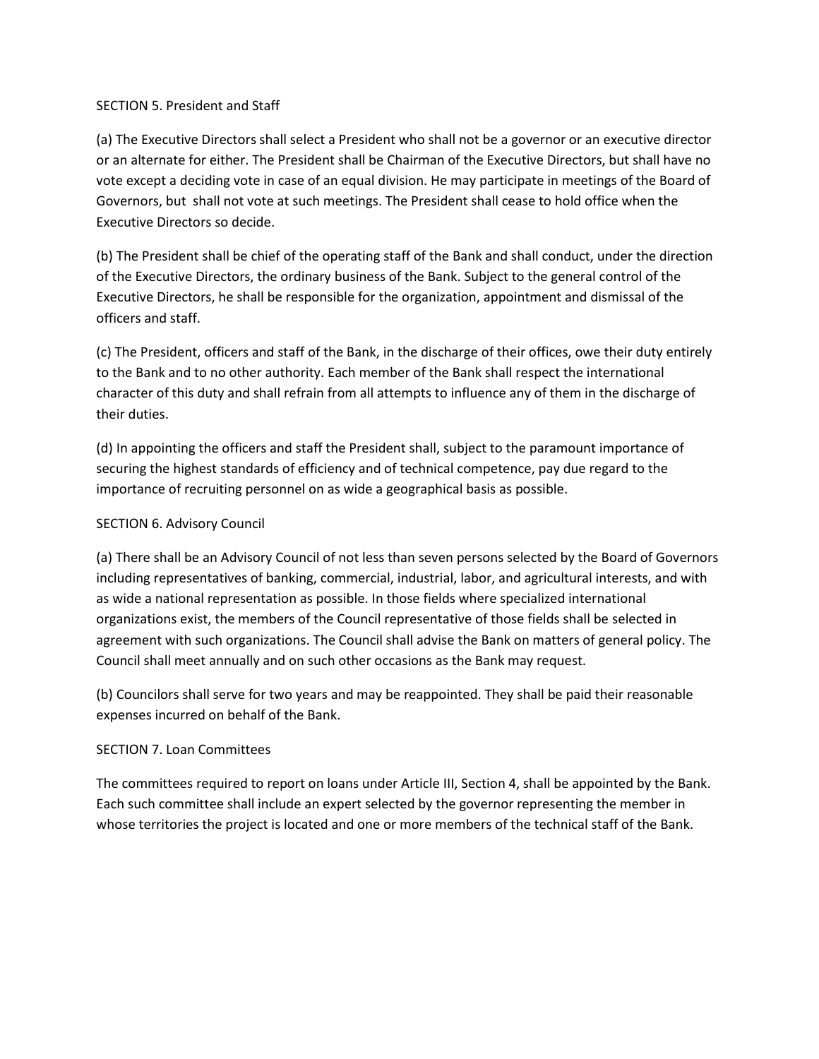SECTION 5. President and Staff

(a) The Executive Directors shall select a President who shall not be a governor or an executive director or an alternate for either. The President shall be Chairman of the Executive Directors, but shall have no vote except a deciding vote in case of an equal division. He may participate in meetings of the Board of Governors, but shall not vote at such meetings. The President shall cease to hold office when the Executive Directors so decide.

(b) The President shall be chief of the operating staff of the Bank and shall conduct, under the direction of the Executive Directors, the ordinary business of the Bank. Subject to the general control of the Executive Directors, he shall be responsible for the organization, appointment and dismissal of the officers and staff.

(c) The President, officers and staff of the Bank, in the discharge of their offices, owe their duty entirely to the Bank and to no other authority. Each member of the Bank shall respect the international character of this duty and shall refrain from all attempts to influence any of them in the discharge of their duties.

(d) In appointing the officers and staff the President shall, subject to the paramount importance of securing the highest standards of efficiency and of technical competence, pay due regard to the importance of recruiting personnel on as wide a geographical basis as possible.

SECTION 6. Advisory Council

(a) There shall be an Advisory Council of not less than seven persons selected by the Board of Governors including representatives of banking, commercial, industrial, labor, and agricultural interests, and with as wide a national representation as possible. In those fields where specialized international organizations exist, the members of the Council representative of those fields shall be selected in agreement with such organizations. The Council shall advise the Bank on matters of general policy. The Council shall meet annually and on such other occasions as the Bank may request.

(b) Councilors shall serve for two years and may be reappointed. They shall be paid their reasonable expenses incurred on behalf of the Bank.

SECTION 7. Loan Committees

The committees required to report on loans under Article III, Section 4, shall be appointed by the Bank. Each such committee shall include an expert selected by the governor representing the member in whose territories the project is located and one or more members of the technical staff of the Bank.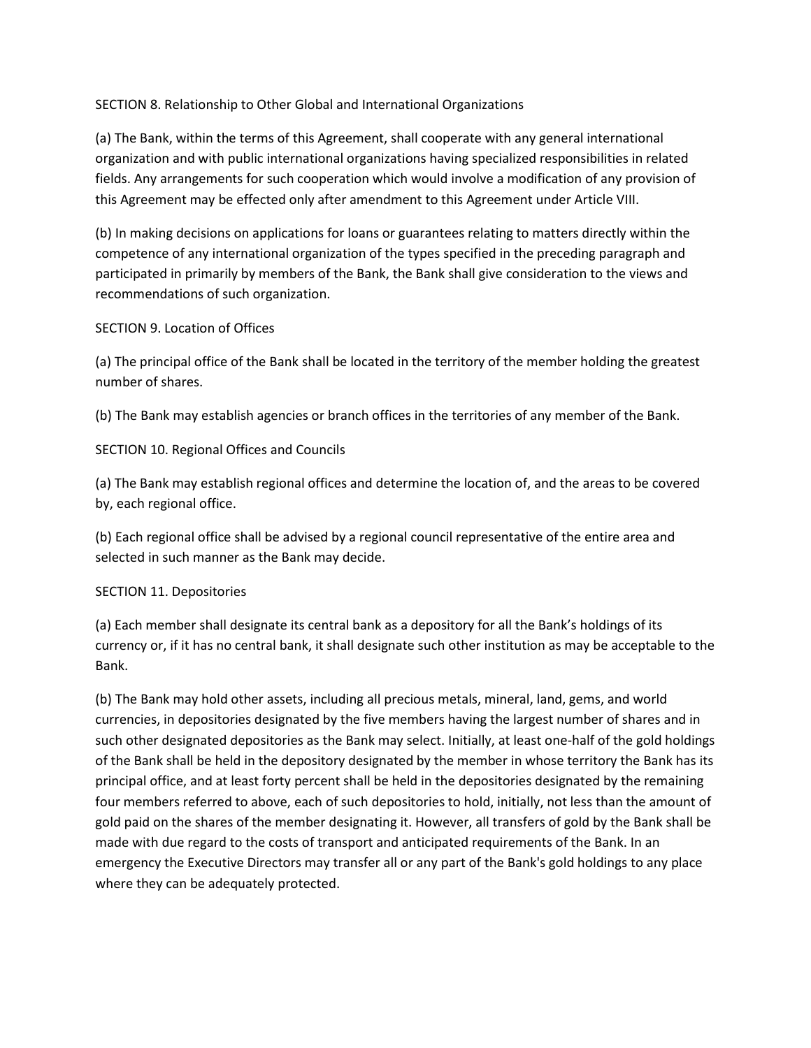SECTION 8. Relationship to Other Global and International Organizations

(a) The Bank, within the terms of this Agreement, shall cooperate with any general international organization and with public international organizations having specialized responsibilities in related fields. Any arrangements for such cooperation which would involve a modification of any provision of this Agreement may be effected only after amendment to this Agreement under Article VIII.

(b) In making decisions on applications for loans or guarantees relating to matters directly within the competence of any international organization of the types specified in the preceding paragraph and participated in primarily by members of the Bank, the Bank shall give consideration to the views and recommendations of such organization.

SECTION 9. Location of Offices

(a) The principal office of the Bank shall be located in the territory of the member holding the greatest number of shares.

(b) The Bank may establish agencies or branch offices in the territories of any member of the Bank.

SECTION 10. Regional Offices and Councils

(a) The Bank may establish regional offices and determine the location of, and the areas to be covered by, each regional office.

(b) Each regional office shall be advised by a regional council representative of the entire area and selected in such manner as the Bank may decide.

SECTION 11. Depositories

(a) Each member shall designate its central bank as a depository for all the Bank's holdings of its currency or, if it has no central bank, it shall designate such other institution as may be acceptable to the Bank.

(b) The Bank may hold other assets, including all precious metals, mineral, land, gems, and world currencies, in depositories designated by the five members having the largest number of shares and in such other designated depositories as the Bank may select. Initially, at least one-half of the gold holdings of the Bank shall be held in the depository designated by the member in whose territory the Bank has its principal office, and at least forty percent shall be held in the depositories designated by the remaining four members referred to above, each of such depositories to hold, initially, not less than the amount of gold paid on the shares of the member designating it. However, all transfers of gold by the Bank shall be made with due regard to the costs of transport and anticipated requirements of the Bank. In an emergency the Executive Directors may transfer all or any part of the Bank's gold holdings to any place where they can be adequately protected.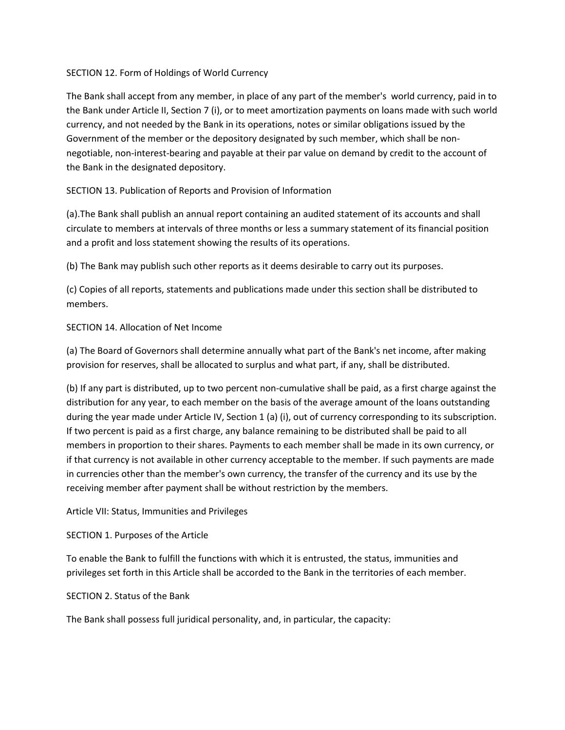SECTION 12. Form of Holdings of World Currency

The Bank shall accept from any member, in place of any part of the member's world currency, paid in to the Bank under Article II, Section 7 (i), or to meet amortization payments on loans made with such world currency, and not needed by the Bank in its operations, notes or similar obligations issued by the Government of the member or the depository designated by such member, which shall be non-negotiable, non-interest-bearing and payable at their par value on demand by credit to the account of the Bank in the designated depository.

SECTION 13. Publication of Reports and Provision of Information

(a).The Bank shall publish an annual report containing an audited statement of its accounts and shall circulate to members at intervals of three months or less a summary statement of its financial position and a profit and loss statement showing the results of its operations.

(b) The Bank may publish such other reports as it deems desirable to carry out its purposes.

(c) Copies of all reports, statements and publications made under this section shall be distributed to members.

SECTION 14. Allocation of Net Income

(a) The Board of Governors shall determine annually what part of the Bank's net income, after making provision for reserves, shall be allocated to surplus and what part, if any, shall be distributed.

(b) If any part is distributed, up to two percent non-cumulative shall be paid, as a first charge against the distribution for any year, to each member on the basis of the average amount of the loans outstanding during the year made under Article IV, Section 1 (a) (i), out of currency corresponding to its subscription. If two percent is paid as a first charge, any balance remaining to be distributed shall be paid to all members in proportion to their shares. Payments to each member shall be made in its own currency, or if that currency is not available in other currency acceptable to the member. If such payments are made in currencies other than the member's own currency, the transfer of the currency and its use by the receiving member after payment shall be without restriction by the members.

Article VII: Status, Immunities and Privileges

SECTION 1. Purposes of the Article

To enable the Bank to fulfill the functions with which it is entrusted, the status, immunities and privileges set forth in this Article shall be accorded to the Bank in the territories of each member.

SECTION 2. Status of the Bank

The Bank shall possess full juridical personality, and, in particular, the capacity: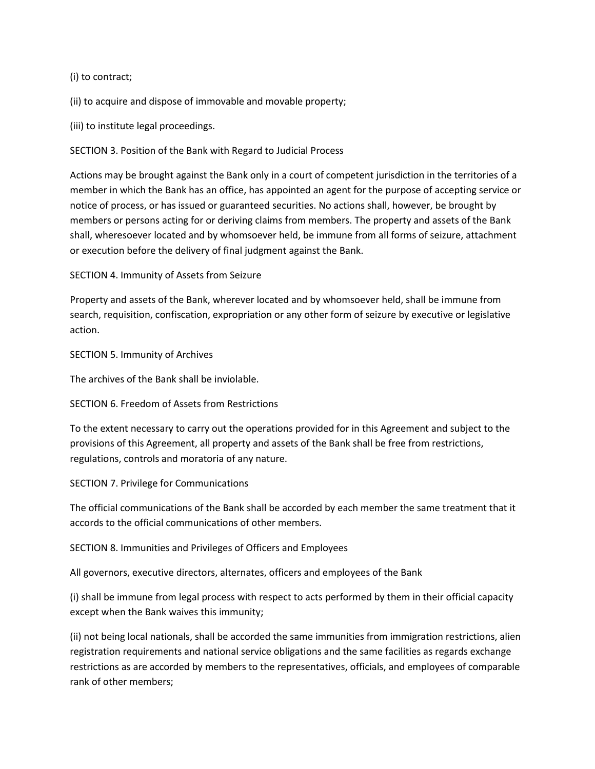(i) to contract;

(ii) to acquire and dispose of immovable and movable property;

(iii) to institute legal proceedings.

SECTION 3. Position of the Bank with Regard to Judicial Process

Actions may be brought against the Bank only in a court of competent jurisdiction in the territories of a member in which the Bank has an office, has appointed an agent for the purpose of accepting service or notice of process, or has issued or guaranteed securities. No actions shall, however, be brought by members or persons acting for or deriving claims from members. The property and assets of the Bank shall, wheresoever located and by whomsoever held, be immune from all forms of seizure, attachment or execution before the delivery of final judgment against the Bank.

SECTION 4. Immunity of Assets from Seizure

Property and assets of the Bank, wherever located and by whomsoever held, shall be immune from search, requisition, confiscation, expropriation or any other form of seizure by executive or legislative action.

SECTION 5. Immunity of Archives

The archives of the Bank shall be inviolable.

SECTION 6. Freedom of Assets from Restrictions

To the extent necessary to carry out the operations provided for in this Agreement and subject to the provisions of this Agreement, all property and assets of the Bank shall be free from restrictions, regulations, controls and moratoria of any nature.

SECTION 7. Privilege for Communications

The official communications of the Bank shall be accorded by each member the same treatment that it accords to the official communications of other members.

SECTION 8. Immunities and Privileges of Officers and Employees

All governors, executive directors, alternates, officers and employees of the Bank

(i) shall be immune from legal process with respect to acts performed by them in their official capacity except when the Bank waives this immunity;

(ii) not being local nationals, shall be accorded the same immunities from immigration restrictions, alien registration requirements and national service obligations and the same facilities as regards exchange restrictions as are accorded by members to the representatives, officials, and employees of comparable rank of other members;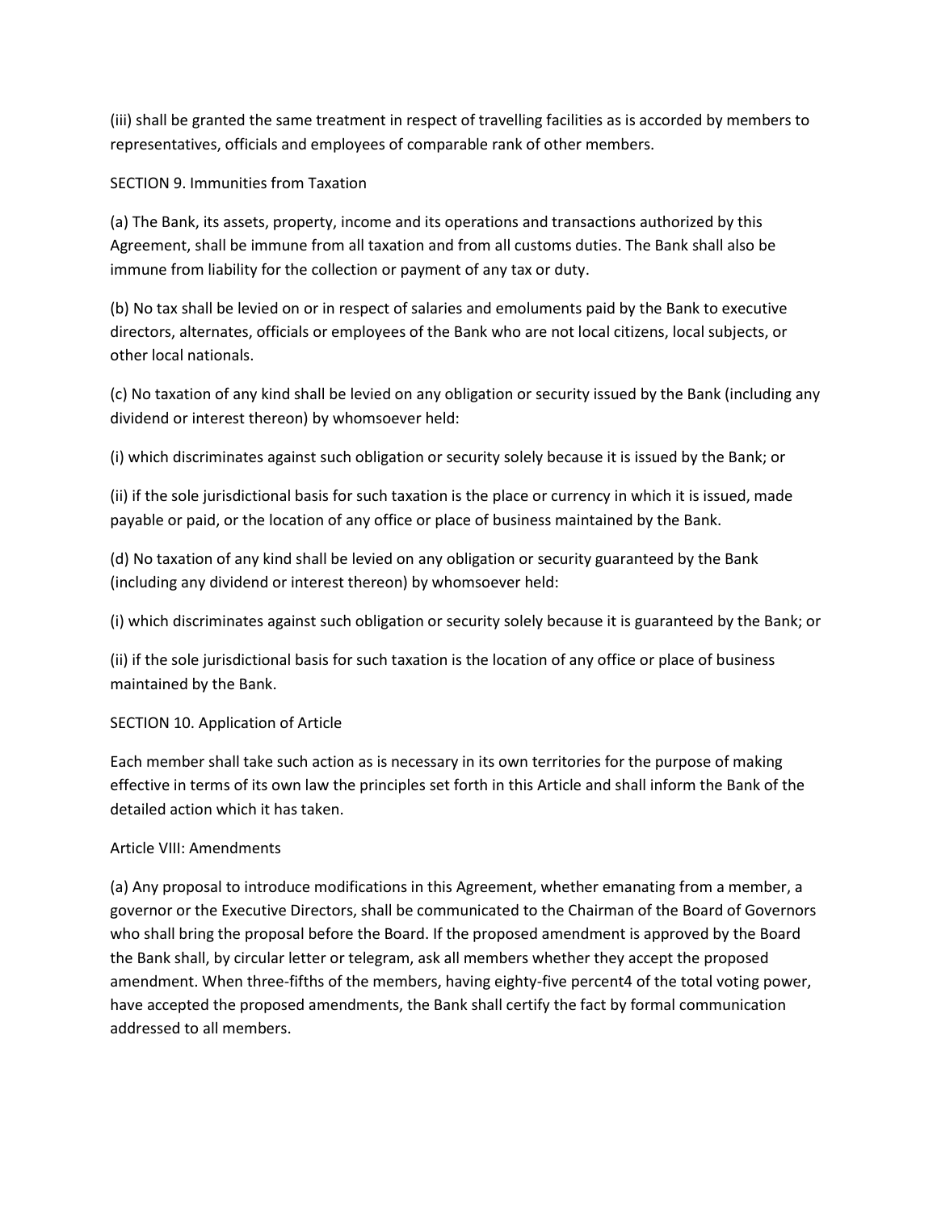(iii) shall be granted the same treatment in respect of travelling facilities as is accorded by members to representatives, officials and employees of comparable rank of other members.

SECTION 9. Immunities from Taxation

(a) The Bank, its assets, property, income and its operations and transactions authorized by this Agreement, shall be immune from all taxation and from all customs duties. The Bank shall also be immune from liability for the collection or payment of any tax or duty.

(b) No tax shall be levied on or in respect of salaries and emoluments paid by the Bank to executive directors, alternates, officials or employees of the Bank who are not local citizens, local subjects, or other local nationals.

(c) No taxation of any kind shall be levied on any obligation or security issued by the Bank (including any dividend or interest thereon) by whomsoever held:

(i) which discriminates against such obligation or security solely because it is issued by the Bank; or

(ii) if the sole jurisdictional basis for such taxation is the place or currency in which it is issued, made payable or paid, or the location of any office or place of business maintained by the Bank.

(d) No taxation of any kind shall be levied on any obligation or security guaranteed by the Bank (including any dividend or interest thereon) by whomsoever held:

(i) which discriminates against such obligation or security solely because it is guaranteed by the Bank; or

(ii) if the sole jurisdictional basis for such taxation is the location of any office or place of business maintained by the Bank.

SECTION 10. Application of Article

Each member shall take such action as is necessary in its own territories for the purpose of making effective in terms of its own law the principles set forth in this Article and shall inform the Bank of the detailed action which it has taken.

Article VIII: Amendments

(a) Any proposal to introduce modifications in this Agreement, whether emanating from a member, a governor or the Executive Directors, shall be communicated to the Chairman of the Board of Governors who shall bring the proposal before the Board. If the proposed amendment is approved by the Board the Bank shall, by circular letter or telegram, ask all members whether they accept the proposed amendment. When three-fifths of the members, having eighty-five percent[4] of the total voting power, have accepted the proposed amendments, the Bank shall certify the fact by formal communication addressed to all members.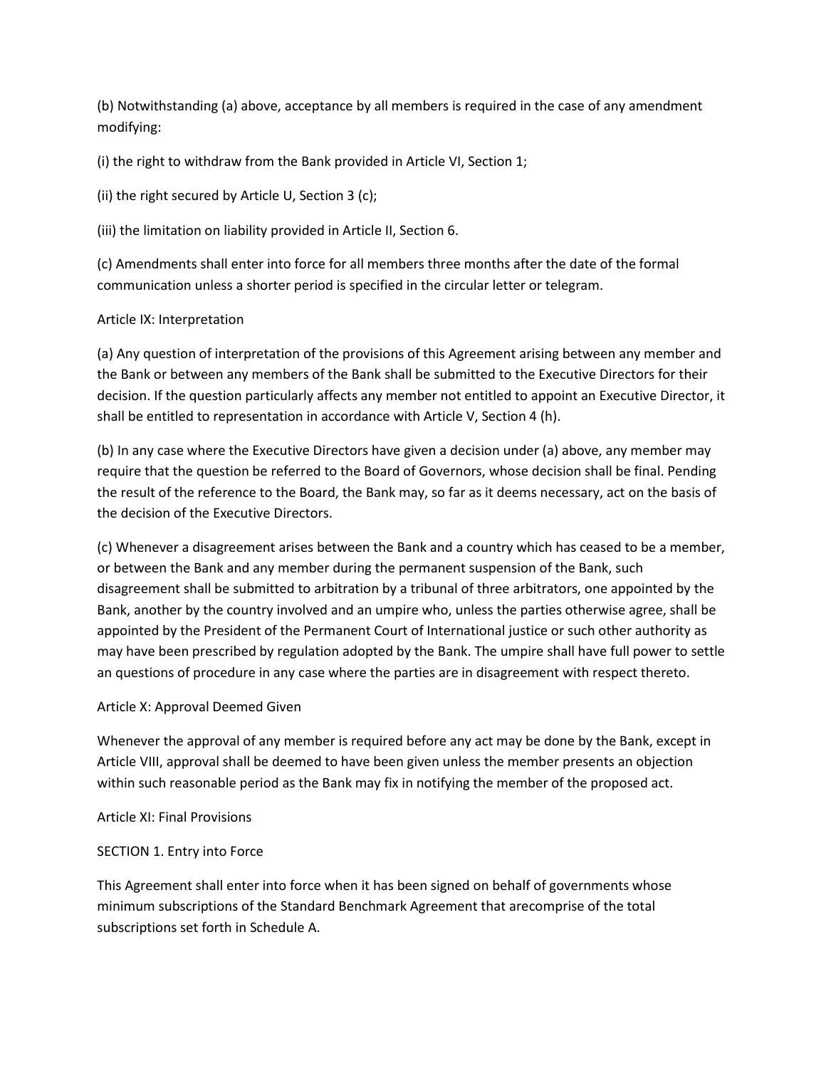(b) Notwithstanding (a) above, acceptance by all members is required in the case of any amendment modifying:

(i) the right to withdraw from the Bank provided in Article VI, Section 1;

(ii) the right secured by Article U, Section 3 (c);

(iii) the limitation on liability provided in Article II, Section 6.

(c) Amendments shall enter into force for all members three months after the date of the formal communication unless a shorter period is specified in the circular letter or telegram.

Article IX: Interpretation

(a) Any question of interpretation of the provisions of this Agreement arising between any member and the Bank or between any members of the Bank shall be submitted to the Executive Directors for their decision. If the question particularly affects any member not entitled to appoint an Executive Director, it shall be entitled to representation in accordance with Article V, Section 4 (h).

(b) In any case where the Executive Directors have given a decision under (a) above, any member may require that the question be referred to the Board of Governors, whose decision shall be final. Pending the result of the reference to the Board, the Bank may, so far as it deems necessary, act on the basis of the decision of the Executive Directors.

(c) Whenever a disagreement arises between the Bank and a country which has ceased to be a member, or between the Bank and any member during the permanent suspension of the Bank, such disagreement shall be submitted to arbitration by a tribunal of three arbitrators, one appointed by the Bank, another by the country involved and an umpire who, unless the parties otherwise agree, shall be appointed by the President of the Permanent Court of International justice or such other authority as may have been prescribed by regulation adopted by the Bank. The umpire shall have full power to settle an questions of procedure in any case where the parties are in disagreement with respect thereto.

Article X: Approval Deemed Given

Whenever the approval of any member is required before any act may be done by the Bank, except in Article VIII, approval shall be deemed to have been given unless the member presents an objection within such reasonable period as the Bank may fix in notifying the member of the proposed act.

Article XI: Final Provisions

SECTION 1. Entry into Force

This Agreement shall enter into force when it has been signed on behalf of governments whose minimum subscriptions of the Standard Benchmark Agreement that arecomprise of the total subscriptions set forth in Schedule A.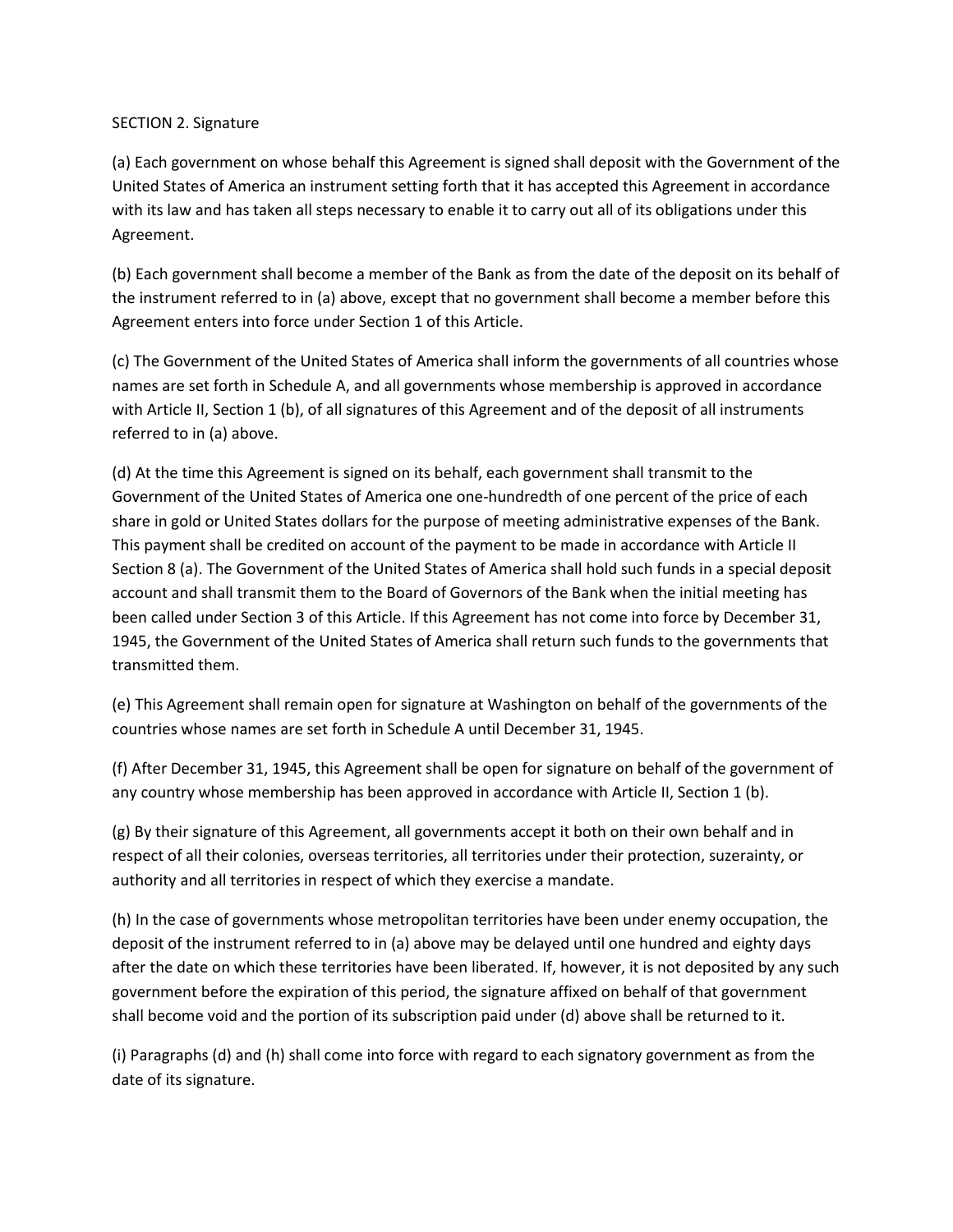SECTION 2. Signature

(a) Each government on whose behalf this Agreement is signed shall deposit with the Government of the United States of America an instrument setting forth that it has accepted this Agreement in accordance with its law and has taken all steps necessary to enable it to carry out all of its obligations under this Agreement.

(b) Each government shall become a member of the Bank as from the date of the deposit on its behalf of the instrument referred to in (a) above, except that no government shall become a member before this Agreement enters into force under Section 1 of this Article.

(c) The Government of the United States of America shall inform the governments of all countries whose names are set forth in Schedule A, and all governments whose membership is approved in accordance with Article II, Section 1 (b), of all signatures of this Agreement and of the deposit of all instruments referred to in (a) above.

(d) At the time this Agreement is signed on its behalf, each government shall transmit to the Government of the United States of America one one-hundredth of one percent of the price of each share in gold or United States dollars for the purpose of meeting administrative expenses of the Bank. This payment shall be credited on account of the payment to be made in accordance with Article II Section 8 (a). The Government of the United States of America shall hold such funds in a special deposit account and shall transmit them to the Board of Governors of the Bank when the initial meeting has been called under Section 3 of this Article. If this Agreement has not come into force by December 31, 1945, the Government of the United States of America shall return such funds to the governments that transmitted them.

(e) This Agreement shall remain open for signature at Washington on behalf of the governments of the countries whose names are set forth in Schedule A until December 31, 1945.

(f) After December 31, 1945, this Agreement shall be open for signature on behalf of the government of any country whose membership has been approved in accordance with Article II, Section 1 (b).

(g) By their signature of this Agreement, all governments accept it both on their own behalf and in respect of all their colonies, overseas territories, all territories under their protection, suzerainty, or authority and all territories in respect of which they exercise a mandate.

(h) In the case of governments whose metropolitan territories have been under enemy occupation, the deposit of the instrument referred to in (a) above may be delayed until one hundred and eighty days after the date on which these territories have been liberated. If, however, it is not deposited by any such government before the expiration of this period, the signature affixed on behalf of that government shall become void and the portion of its subscription paid under (d) above shall be returned to it.

(i) Paragraphs (d) and (h) shall come into force with regard to each signatory government as from the date of its signature.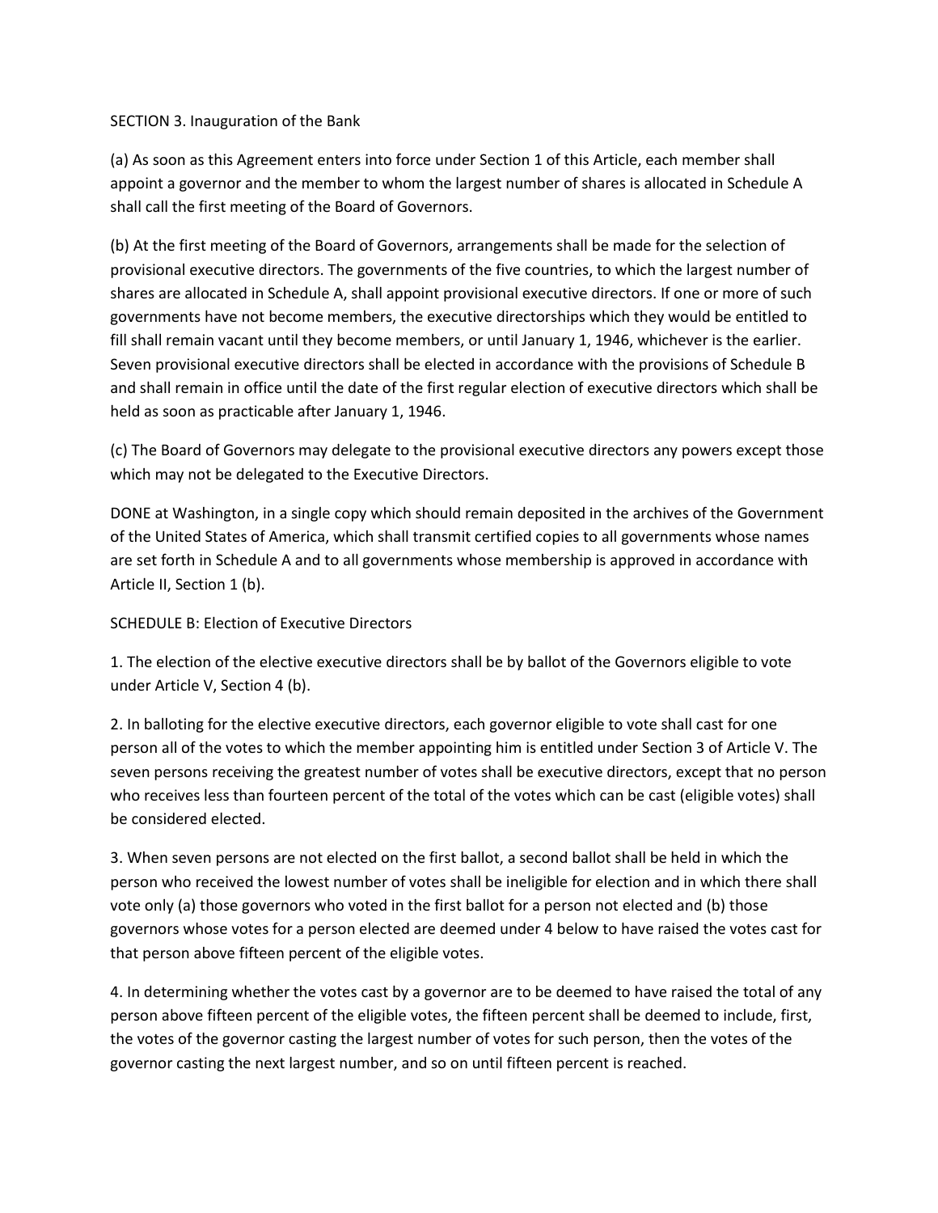SECTION 3. Inauguration of the Bank

(a) As soon as this Agreement enters into force under Section 1 of this Article, each member shall appoint a governor and the member to whom the largest number of shares is allocated in Schedule A shall call the first meeting of the Board of Governors.

(b) At the first meeting of the Board of Governors, arrangements shall be made for the selection of provisional executive directors. The governments of the five countries, to which the largest number of shares are allocated in Schedule A, shall appoint provisional executive directors. If one or more of such governments have not become members, the executive directorships which they would be entitled to fill shall remain vacant until they become members, or until January 1, 1946, whichever is the earlier. Seven provisional executive directors shall be elected in accordance with the provisions of Schedule B and shall remain in office until the date of the first regular election of executive directors which shall be held as soon as practicable after January 1, 1946.

(c) The Board of Governors may delegate to the provisional executive directors any powers except those which may not be delegated to the Executive Directors.

DONE at Washington, in a single copy which should remain deposited in the archives of the Government of the United States of America, which shall transmit certified copies to all governments whose names are set forth in Schedule A and to all governments whose membership is approved in accordance with Article II, Section 1 (b).

SCHEDULE B: Election of Executive Directors

1. The election of the elective executive directors shall be by ballot of the Governors eligible to vote under Article V, Section 4 (b).

2. In balloting for the elective executive directors, each governor eligible to vote shall cast for one person all of the votes to which the member appointing him is entitled under Section 3 of Article V. The seven persons receiving the greatest number of votes shall be executive directors, except that no person who receives less than fourteen percent of the total of the votes which can be cast (eligible votes) shall be considered elected.

3. When seven persons are not elected on the first ballot, a second ballot shall be held in which the person who received the lowest number of votes shall be ineligible for election and in which there shall vote only (a) those governors who voted in the first ballot for a person not elected and (b) those governors whose votes for a person elected are deemed under 4 below to have raised the votes cast for that person above fifteen percent of the eligible votes.

4. In determining whether the votes cast by a governor are to be deemed to have raised the total of any person above fifteen percent of the eligible votes, the fifteen percent shall be deemed to include, first, the votes of the governor casting the largest number of votes for such person, then the votes of the governor casting the next largest number, and so on until fifteen percent is reached.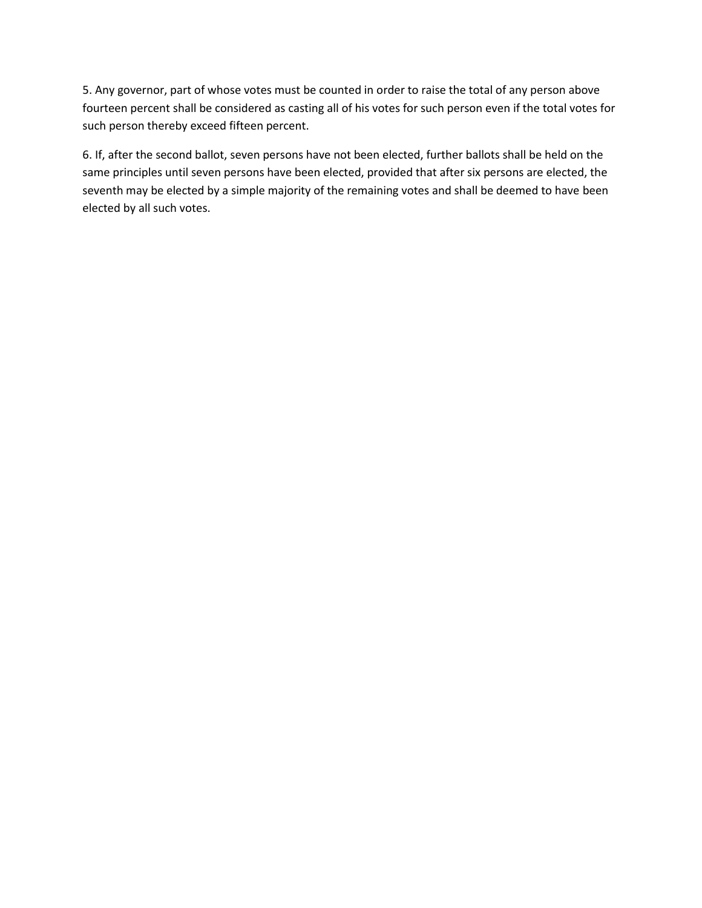5. Any governor, part of whose votes must be counted in order to raise the total of any person above fourteen percent shall be considered as casting all of his votes for such person even if the total votes for such person thereby exceed fifteen percent.

6. If, after the second ballot, seven persons have not been elected, further ballots shall be held on the same principles until seven persons have been elected, provided that after six persons are elected, the seventh may be elected by a simple majority of the remaining votes and shall be deemed to have been elected by all such votes.